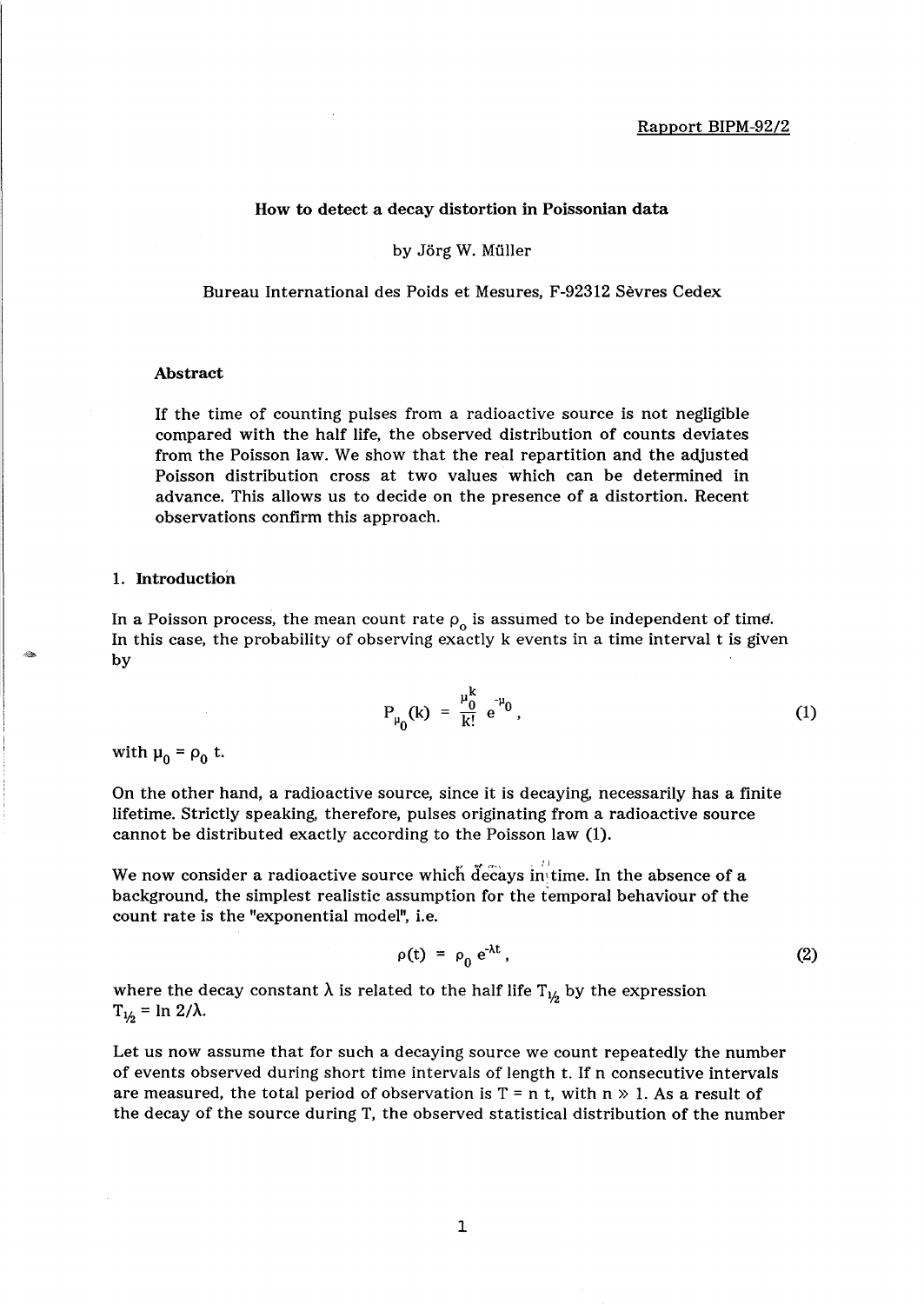Rapport BIPM-92/2

# How to detect a decay distortion in Poissonian data

by Jörg W. Müller

Bureau International des Poids et Mesures, F-92312 Sèvres Cedex

### Abstract

If the time of counting pulses from a radioactive source is not negligible compared with the half life, the observed distribution of counts deviates from the Poisson law. We show that the real repartition and the adjusted Poisson distribution cross at two values which can be determined in advance. This allows us to decide on the presence of a distortion. Recent observations confirm this approach.

## 1. Introduction

In a Poisson process, the mean count rate $\rho_0$ is assumed to be independent of time. In this case, the probability of observing exactly k events in a time interval t is given by

$$P_{\mu_0}(k) = \frac{\mu_0^k}{k!} e^{-\mu_0}, \tag{1}$$

with $\mu_0 = \rho_0 t$.

On the other hand, a radioactive source, since it is decaying, necessarily has a finite lifetime. Strictly speaking, therefore, pulses originating from a radioactive source cannot be distributed exactly according to the Poisson law (1).

We now consider a radioactive source which decays in time. In the absence of a background, the simplest realistic assumption for the temporal behaviour of the count rate is the "exponential model", i.e.

$$\rho(t) = \rho_0 e^{-\lambda t}, \tag{2}$$

where the decay constant $\lambda$ is related to the half life $T_{1/2}$ by the expression $T_{1/2} = \ln 2/\lambda$.

Let us now assume that for such a decaying source we count repeatedly the number of events observed during short time intervals of length t. If n consecutive intervals are measured, the total period of observation is $T = n\,t$, with $n \gg 1$. As a result of the decay of the source during T, the observed statistical distribution of the number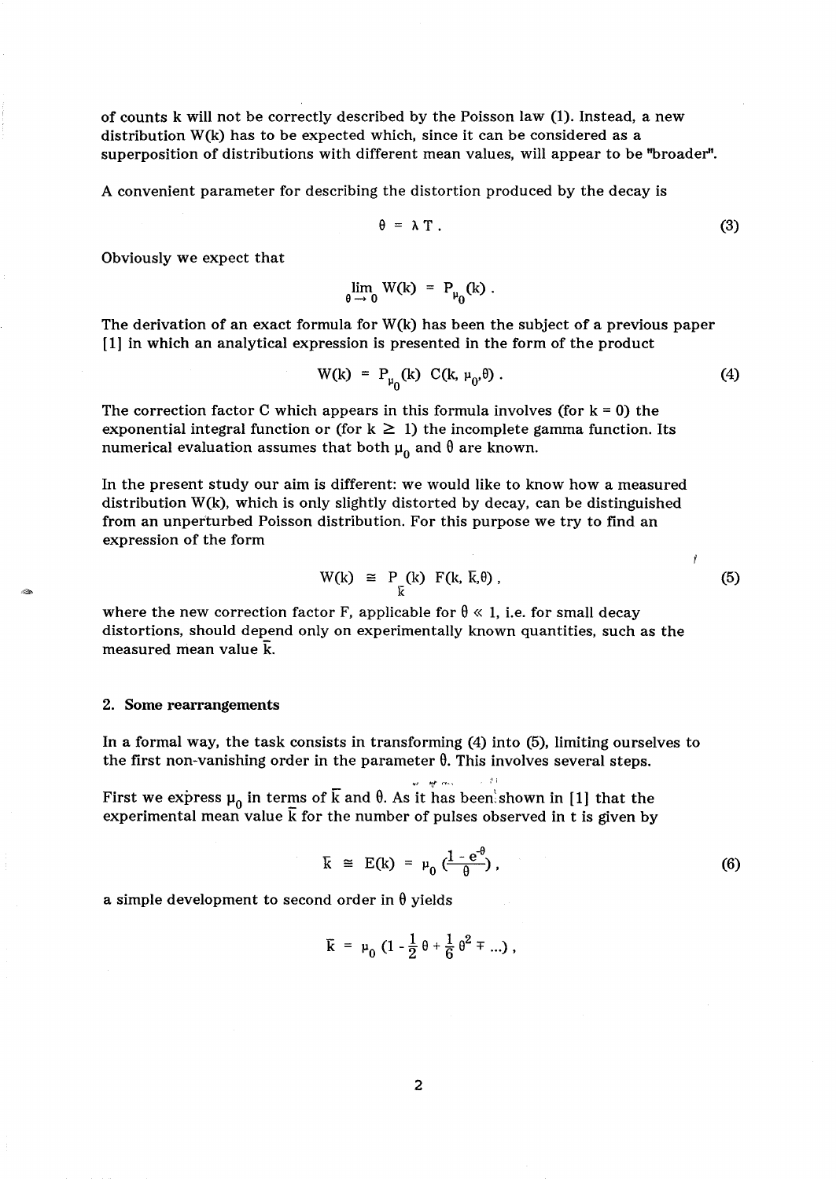of counts k will not be correctly described by the Poisson law (1). Instead, a new distribution W(k) has to be expected which, since it can be considered as a superposition of distributions with different mean values, will appear to be "broader".

A convenient parameter for describing the distortion produced by the decay is

$$\theta = \lambda T . \tag{3}$$

Obviously we expect that

$$\lim_{\theta \to 0} W(k) = P_{\mu_0}(k) .$$

The derivation of an exact formula for W(k) has been the subject of a previous paper [1] in which an analytical expression is presented in the form of the product

$$W(k) = P_{\mu_0}(k)\ C(k, \mu_0, \theta) . \tag{4}$$

The correction factor C which appears in this formula involves (for k = 0) the exponential integral function or (for $k \geq 1$) the incomplete gamma function. Its numerical evaluation assumes that both $\mu_0$ and $\theta$ are known.

In the present study our aim is different: we would like to know how a measured distribution W(k), which is only slightly distorted by decay, can be distinguished from an unperturbed Poisson distribution. For this purpose we try to find an expression of the form

$$W(k) \cong P_{\bar{k}}(k)\ F(k, \bar{k}, \theta) , \tag{5}$$

where the new correction factor F, applicable for $\theta \ll 1$, i.e. for small decay distortions, should depend only on experimentally known quantities, such as the measured mean value $\bar{k}$.

## 2. Some rearrangements

In a formal way, the task consists in transforming (4) into (5), limiting ourselves to the first non-vanishing order in the parameter $\theta$. This involves several steps.

First we express $\mu_0$ in terms of $\bar{k}$ and $\theta$. As it has been shown in [1] that the experimental mean value $\bar{k}$ for the number of pulses observed in t is given by

$$\bar{k} \cong E(k) = \mu_0 \left(\frac{1 - e^{-\theta}}{\theta}\right) , \tag{6}$$

a simple development to second order in $\theta$ yields

$$\bar{k} = \mu_0 \left(1 - \frac{1}{2}\theta + \frac{1}{6}\theta^2 \mp ...\right) ,$$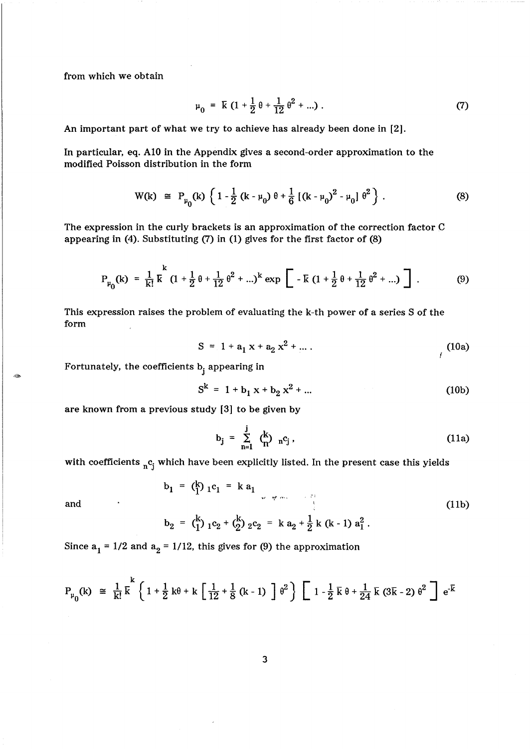from which we obtain

$$\mu_0 = \bar{k}\,(1 + \tfrac{1}{2}\,\theta + \tfrac{1}{12}\,\theta^2 + ...)\,. \tag{7}$$

An important part of what we try to achieve has already been done in [2].

In particular, eq. A10 in the Appendix gives a second-order approximation to the modified Poisson distribution in the form

$$W(k) \;\cong\; P_{\mu_0}(k)\,\Big\{\,1 - \tfrac{1}{2}\,(k - \mu_0)\,\theta + \tfrac{1}{6}\,[(k - \mu_0)^2 - \mu_0]\,\theta^2\Big\}\,. \tag{8}$$

The expression in the curly brackets is an approximation of the correction factor C appearing in (4). Substituting (7) in (1) gives for the first factor of (8)

$$P_{\mu_0}(k) = \frac{1}{k!}\,\bar{k}^{\,k}\,(1 + \tfrac{1}{2}\,\theta + \tfrac{1}{12}\,\theta^2 + ...)^k \exp\Big[\,-\,\bar{k}\,(1 + \tfrac{1}{2}\,\theta + \tfrac{1}{12}\,\theta^2 + ...)\,\Big]\,. \tag{9}$$

This expression raises the problem of evaluating the k-th power of a series S of the form

$$S = 1 + a_1\,x + a_2\,x^2 + ...\,. \tag{10a}$$

Fortunately, the coefficients $b_j$ appearing in

$$S^k = 1 + b_1\,x + b_2\,x^2 + ... \tag{10b}$$

are known from a previous study [3] to be given by

$$b_j = \sum_{n=1}^{j} \binom{k}{n}\;{}_n c_j\,, \tag{11a}$$

with coefficients ${}_n c_j$ which have been explicitly listed. In the present case this yields

$$b_1 = \binom{k}{1}\,{}_1c_1 = k\,a_1$$

and

$$b_2 = \binom{k}{1}\,{}_1c_2 + \binom{k}{2}\,{}_2c_2 = k\,a_2 + \tfrac{1}{2}\,k\,(k - 1)\,a_1^2\,. \tag{11b}$$

Since $a_1 = 1/2$ and $a_2 = 1/12$, this gives for (9) the approximation

$$P_{\mu_0}(k) \;\cong\; \frac{1}{k!}\,\bar{k}^{\,k}\,\Big\{1 + \tfrac{1}{2}\,k\theta + k\,\Big[\tfrac{1}{12} + \tfrac{1}{8}\,(k - 1)\,\Big]\,\theta^2\Big\}\,\Big[\,1 - \tfrac{1}{2}\,\bar{k}\,\theta + \tfrac{1}{24}\,\bar{k}\,(3\bar{k} - 2)\,\theta^2\,\Big]\,e^{-\bar{k}}$$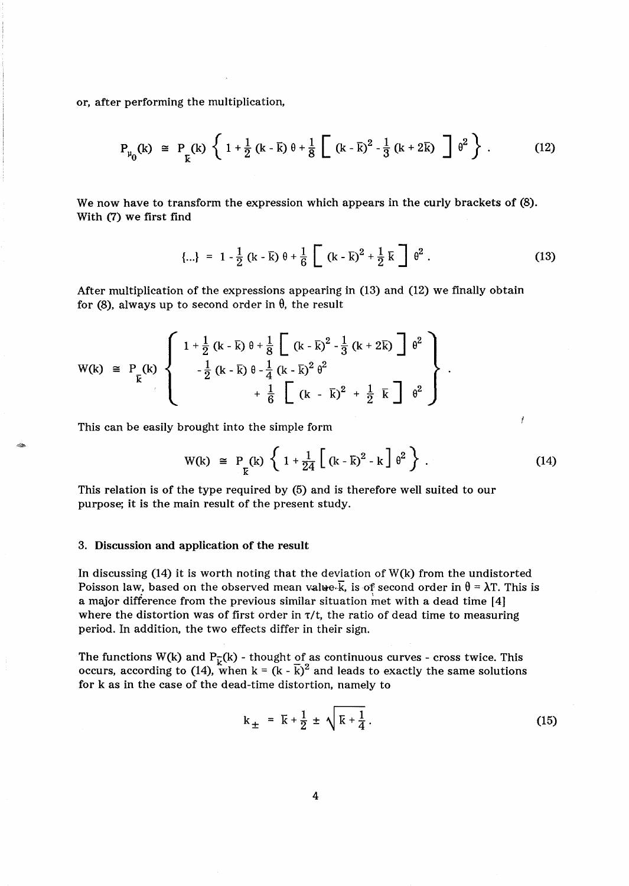or, after performing the multiplication,

$$P_{\mu_0}(k) \cong P_{\bar{k}}(k) \left\{ 1 + \frac{1}{2}(k - \bar{k})\,\theta + \frac{1}{8}\left[ (k - \bar{k})^2 - \frac{1}{3}(k + 2\bar{k}) \right] \theta^2 \right\}. \tag{12}$$

We now have to transform the expression which appears in the curly brackets of (8). With (7) we first find

$$\{...\} = 1 - \frac{1}{2}(k - \bar{k})\,\theta + \frac{1}{6}\left[ (k - \bar{k})^2 + \frac{1}{2}\bar{k} \right] \theta^2. \tag{13}$$

After multiplication of the expressions appearing in (13) and (12) we finally obtain for (8), always up to second order in $\theta$, the result

$$W(k) \cong P_{\bar{k}}(k) \left\{ \begin{array}{l} 1 + \frac{1}{2}(k - \bar{k})\,\theta + \frac{1}{8}\left[ (k - \bar{k})^2 - \frac{1}{3}(k + 2\bar{k}) \right] \theta^2 \\ \quad - \frac{1}{2}(k - \bar{k})\,\theta - \frac{1}{4}(k - \bar{k})^2\,\theta^2 \\ \qquad + \frac{1}{6}\left[ (k - \bar{k})^2 + \frac{1}{2}\bar{k} \right] \theta^2 \end{array} \right\}.$$

This can be easily brought into the simple form

$$W(k) \cong P_{\bar{k}}(k) \left\{ 1 + \frac{1}{24}\left[ (k - \bar{k})^2 - k \right] \theta^2 \right\}. \tag{14}$$

This relation is of the type required by (5) and is therefore well suited to our purpose; it is the main result of the present study.

## 3. Discussion and application of the result

In discussing (14) it is worth noting that the deviation of $W(k)$ from the undistorted Poisson law, based on the observed mean value $\bar{k}$, is of second order in $\theta = \lambda T$. This is a major difference from the previous similar situation met with a dead time [4] where the distortion was of first order in $\tau/t$, the ratio of dead time to measuring period. In addition, the two effects differ in their sign.

The functions $W(k)$ and $P_{\bar{k}}(k)$ - thought of as continuous curves - cross twice. This occurs, according to (14), when $k = (k - \bar{k})^2$ and leads to exactly the same solutions for $k$ as in the case of the dead-time distortion, namely to

$$k_{\pm} = \bar{k} + \frac{1}{2} \pm \sqrt{\bar{k} + \frac{1}{4}}. \tag{15}$$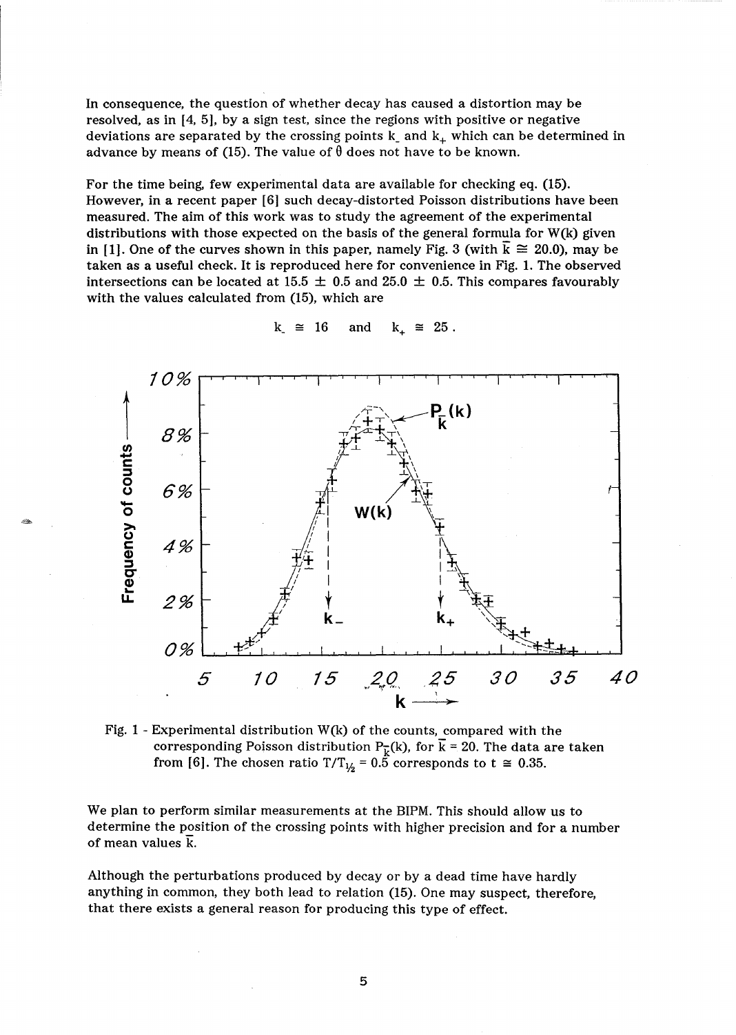In consequence, the question of whether decay has caused a distortion may be resolved, as in [4, 5], by a sign test, since the regions with positive or negative deviations are separated by the crossing points $k_-$ and $k_+$ which can be determined in advance by means of (15). The value of $\theta$ does not have to be known.

For the time being, few experimental data are available for checking eq. (15). However, in a recent paper [6] such decay-distorted Poisson distributions have been measured. The aim of this work was to study the agreement of the experimental distributions with those expected on the basis of the general formula for W(k) given in [1]. One of the curves shown in this paper, namely Fig. 3 (with $\bar{k} \cong 20.0$), may be taken as a useful check. It is reproduced here for convenience in Fig. 1. The observed intersections can be located at 15.5 ± 0.5 and 25.0 ± 0.5. This compares favourably with the values calculated from (15), which are

$$k_- \cong 16 \quad \text{and} \quad k_+ \cong 25 .$$

Fig. 1 - Experimental distribution W(k) of the counts, compared with the corresponding Poisson distribution $P_{\bar{k}}(k)$, for $\bar{k} = 20$. The data are taken from [6]. The chosen ratio $T/T_{1/2} = 0.5$ corresponds to $t \cong 0.35$.

We plan to perform similar measurements at the BIPM. This should allow us to determine the position of the crossing points with higher precision and for a number of mean values $\bar{k}$.

Although the perturbations produced by decay or by a dead time have hardly anything in common, they both lead to relation (15). One may suspect, therefore, that there exists a general reason for producing this type of effect.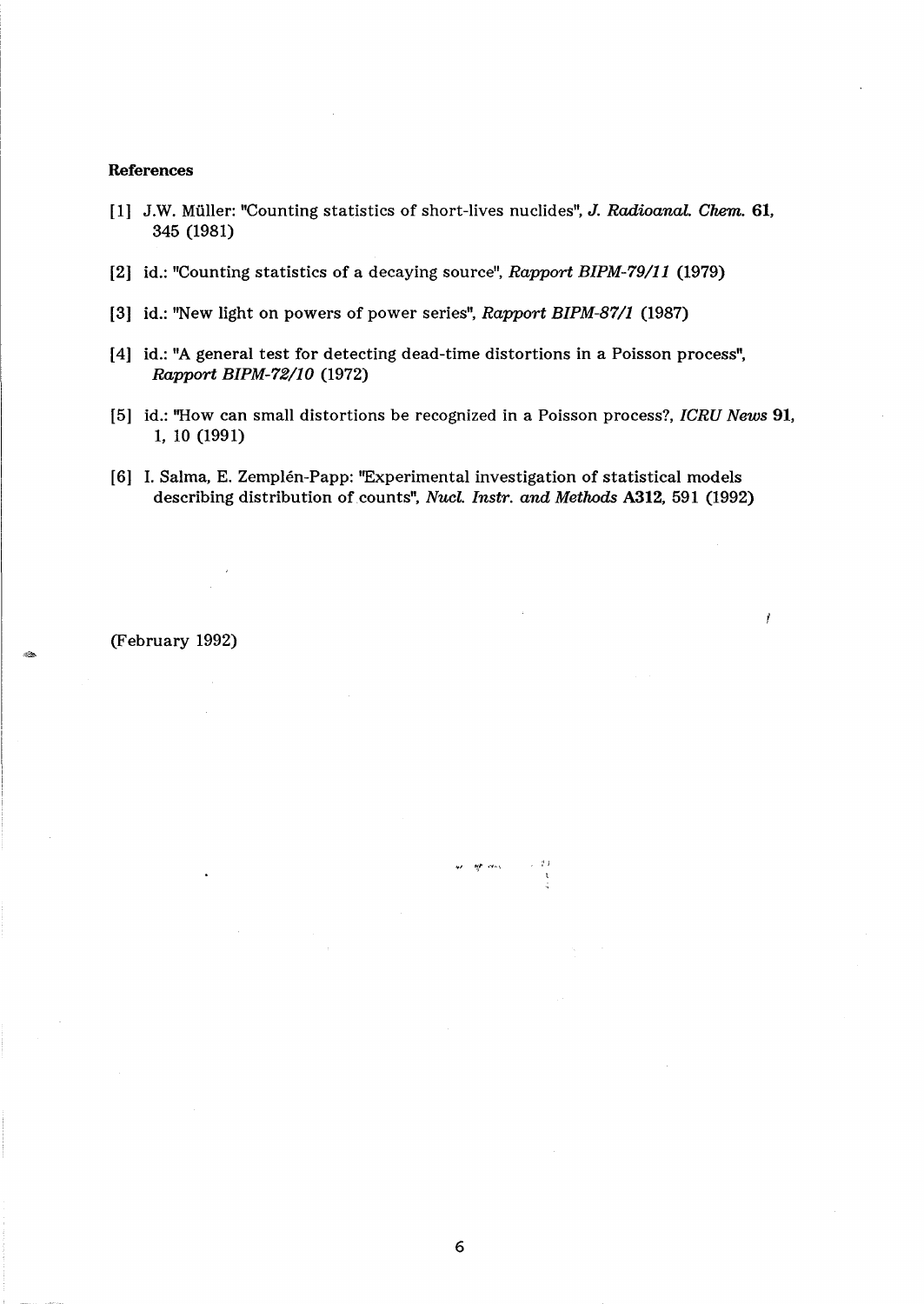**References**

[1] J.W. Müller: "Counting statistics of short-lives nuclides", *J. Radioanal. Chem.* **61**, 345 (1981)

[2] id.: "Counting statistics of a decaying source", *Rapport BIPM-79/11* (1979)

[3] id.: "New light on powers of power series", *Rapport BIPM-87/1* (1987)

[4] id.: "A general test for detecting dead-time distortions in a Poisson process", *Rapport BIPM-72/10* (1972)

[5] id.: "How can small distortions be recognized in a Poisson process?, *ICRU News* **91**, 1, 10 (1991)

[6] I. Salma, E. Zemplén-Papp: "Experimental investigation of statistical models describing distribution of counts", *Nucl. Instr. and Methods* **A312**, 591 (1992)

(February 1992)